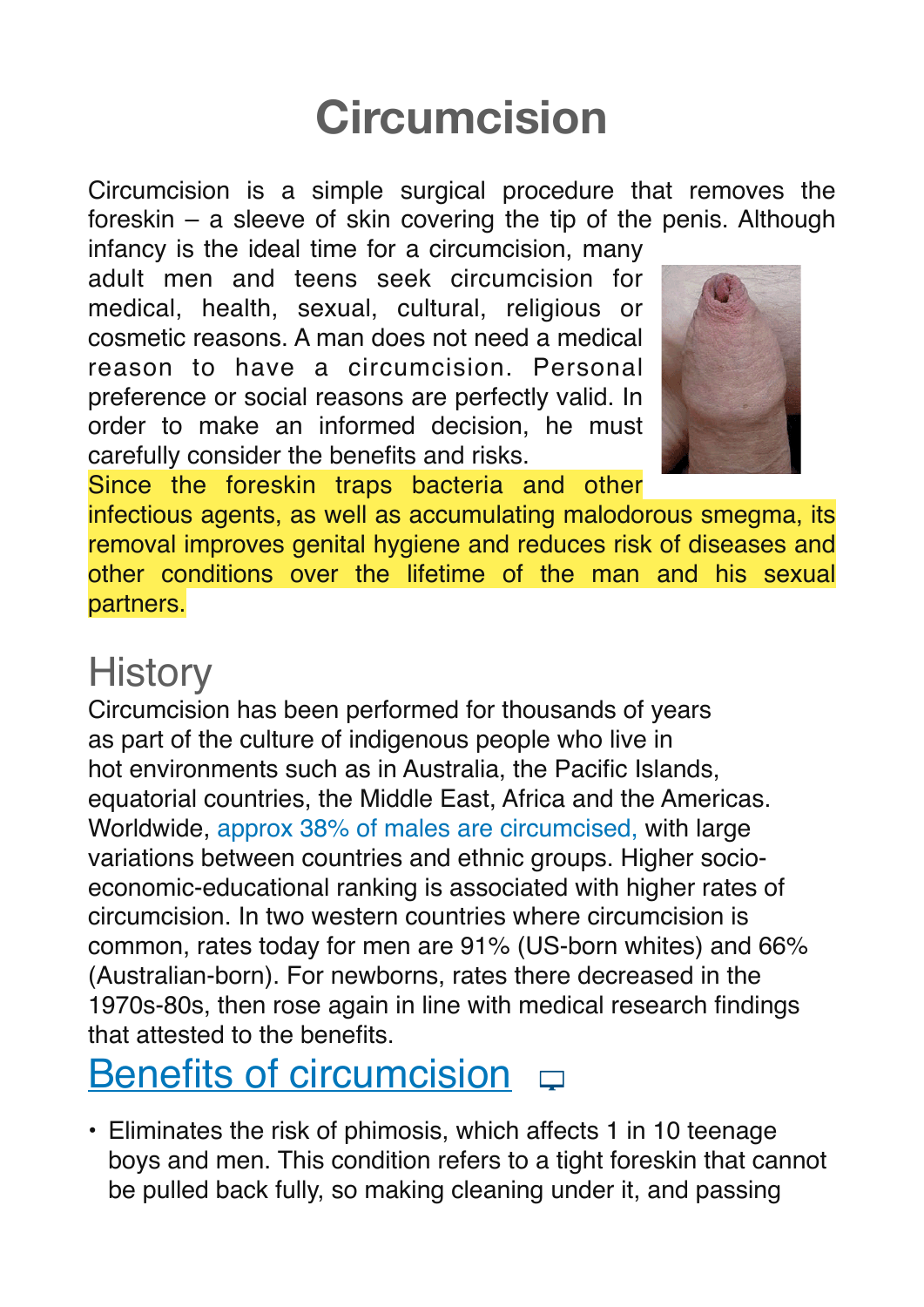# Circumcision

Circumcision is a simple surgical procedure that removes the foreskin – a sleeve of skin covering the tip of the penis. Although infancy is the ideal time for a circumcision, many adult men and teens seek circumcision for medical, health, sexual, cultural, religious or cosmetic reasons. A man does not need a medical reason to have a circumcision. Personal preference or social reasons are perfectly valid. In order to make an informed decision, he must carefully consider the benefits and risks.

Since the foreskin traps bacteria and other infectious agents, as well as accumulating malodorous smegma, its removal improves genital hygiene and reduces risk of diseases and other conditions over the lifetime of the man and his sexual partners.

## History

Circumcision has been performed for thousands of years as part of the culture of indigenous people who live in hot environments such as in Australia, the Pacific Islands, equatorial countries, the Middle East, Africa and the Americas. Worldwide, approx 38% of males are circumcised, with large variations between countries and ethnic groups. Higher socio-economic-educational ranking is associated with higher rates of circumcision. In two western countries where circumcision is common, rates today for men are 91% (US-born whites) and 66% (Australian-born). For newborns, rates there decreased in the 1970s-80s, then rose again in line with medical research findings that attested to the benefits.

## Benefits of circumcision

- Eliminates the risk of phimosis, which affects 1 in 10 teenage boys and men. This condition refers to a tight foreskin that cannot be pulled back fully, so making cleaning under it, and passing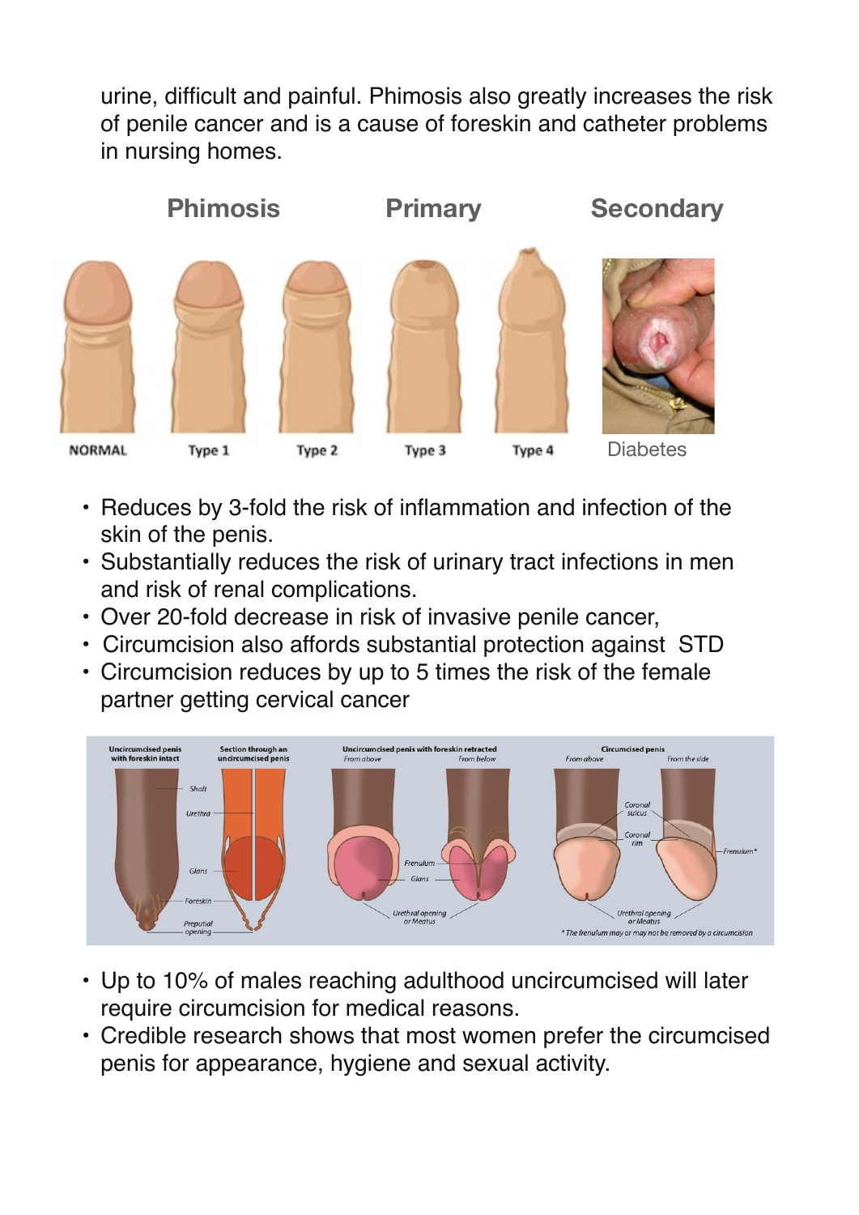urine, difficult and painful. Phimosis also greatly increases the risk of penile cancer and is a cause of foreskin and catheter problems in nursing homes.

- Reduces by 3-fold the risk of inflammation and infection of the skin of the penis.
- Substantially reduces the risk of urinary tract infections in men and risk of renal complications.
- Over 20-fold decrease in risk of invasive penile cancer,
- Circumcision also affords substantial protection against STD
- Circumcision reduces by up to 5 times the risk of the female partner getting cervical cancer

- Up to 10% of males reaching adulthood uncircumcised will later require circumcision for medical reasons.
- Credible research shows that most women prefer the circumcised penis for appearance, hygiene and sexual activity.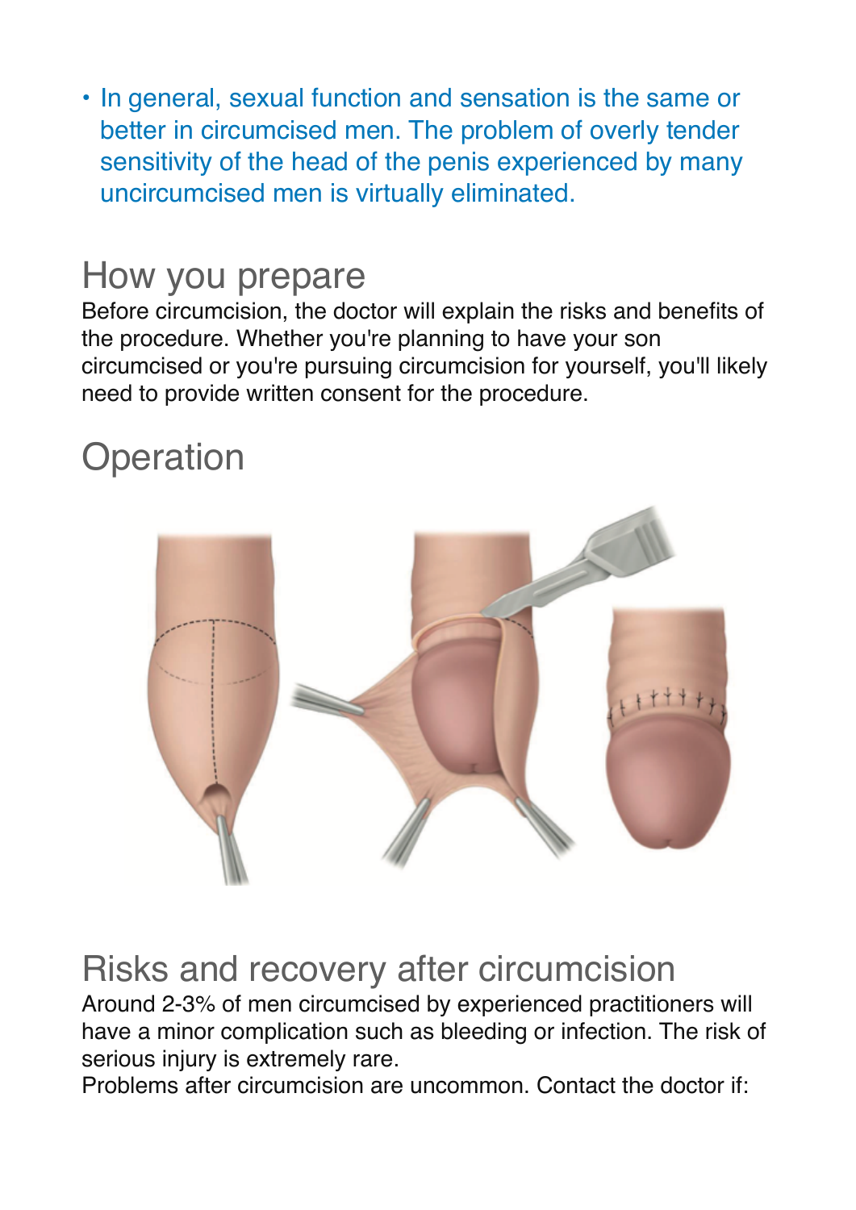- In general, sexual function and sensation is the same or better in circumcised men. The problem of overly tender sensitivity of the head of the penis experienced by many uncircumcised men is virtually eliminated.

## How you prepare

Before circumcision, the doctor will explain the risks and benefits of the procedure. Whether you're planning to have your son circumcised or you're pursuing circumcision for yourself, you'll likely need to provide written consent for the procedure.

## Operation

## Risks and recovery after circumcision

Around 2-3% of men circumcised by experienced practitioners will have a minor complication such as bleeding or infection. The risk of serious injury is extremely rare.

Problems after circumcision are uncommon. Contact the doctor if: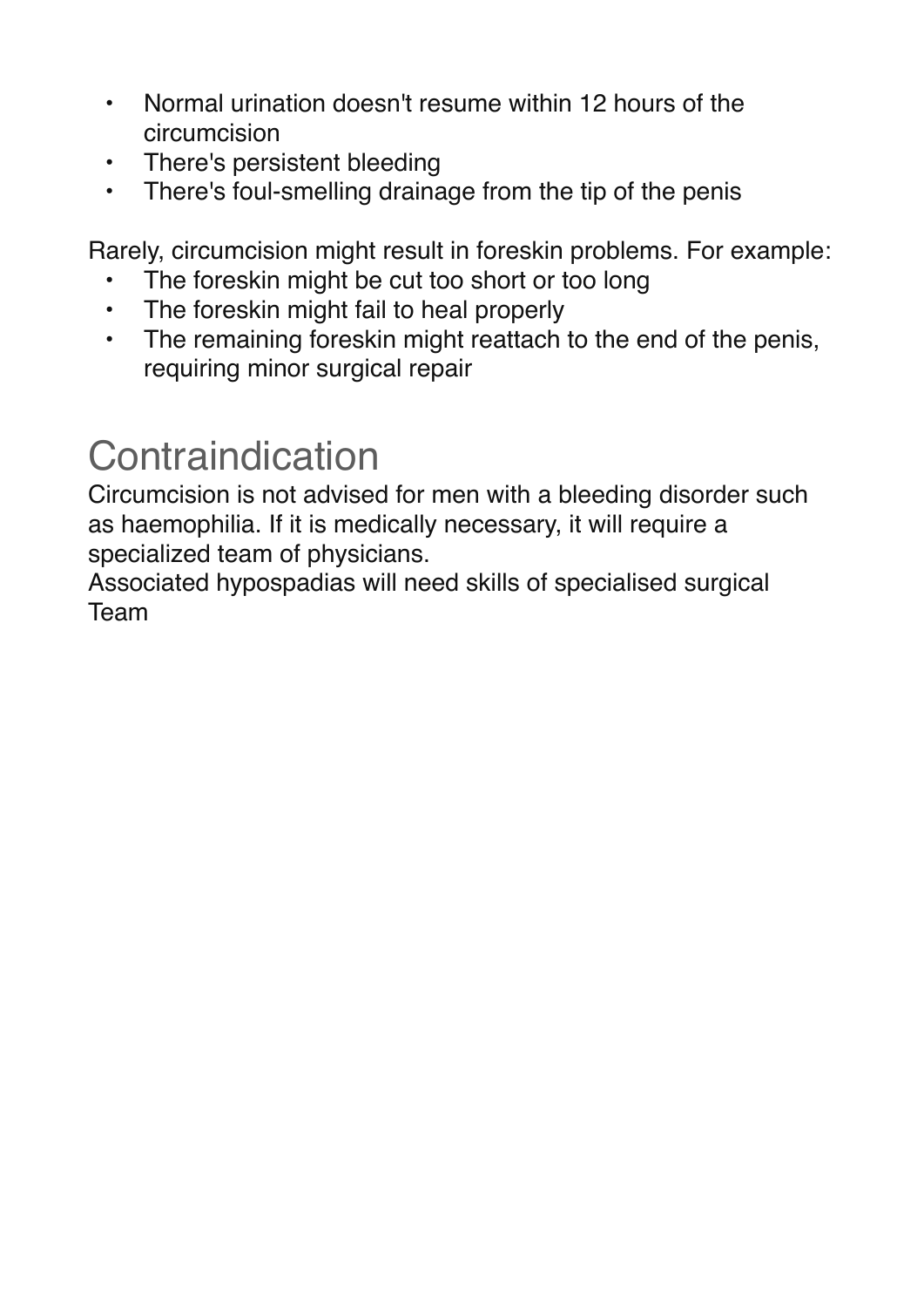- Normal urination doesn't resume within 12 hours of the circumcision
- There's persistent bleeding
- There's foul-smelling drainage from the tip of the penis

Rarely, circumcision might result in foreskin problems. For example:

- The foreskin might be cut too short or too long
- The foreskin might fail to heal properly
- The remaining foreskin might reattach to the end of the penis, requiring minor surgical repair

# Contraindication

Circumcision is not advised for men with a bleeding disorder such as haemophilia. If it is medically necessary, it will require a specialized team of physicians.
Associated hypospadias will need skills of specialised surgical Team